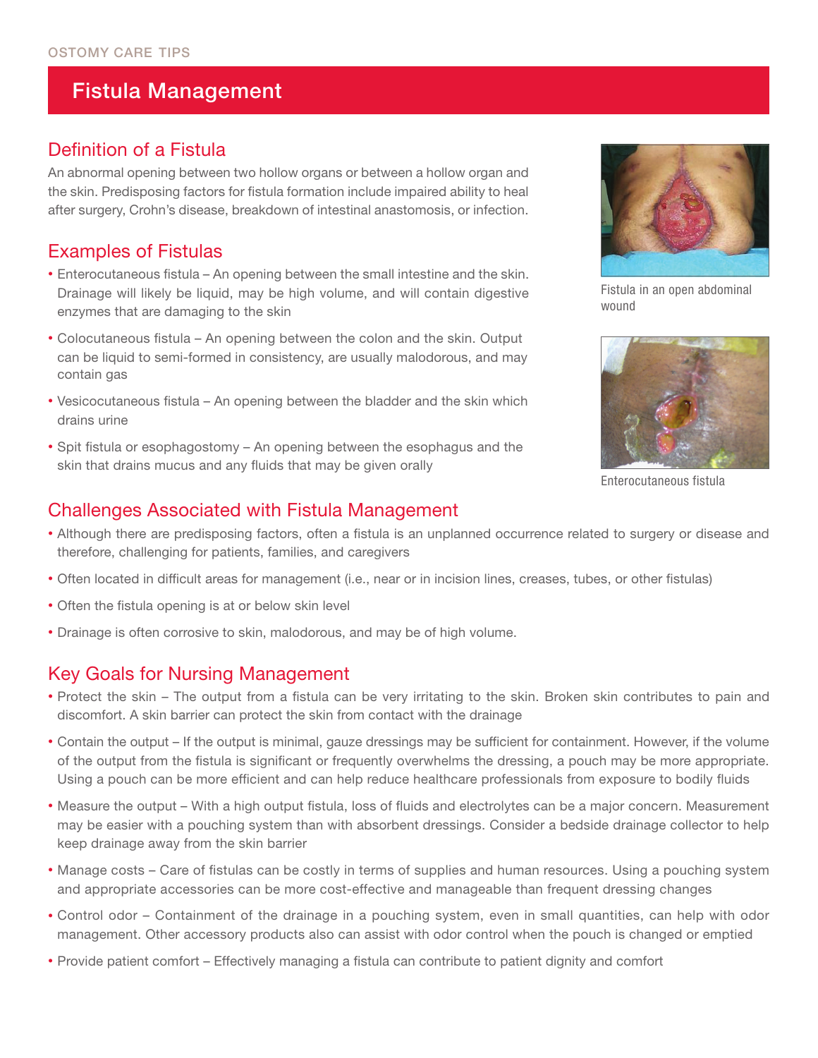OSTOMY CARE TIPS

# Fistula Management

## Definition of a Fistula

An abnormal opening between two hollow organs or between a hollow organ and the skin. Predisposing factors for fistula formation include impaired ability to heal after surgery, Crohn's disease, breakdown of intestinal anastomosis, or infection.

## Examples of Fistulas

- Enterocutaneous fistula – An opening between the small intestine and the skin. Drainage will likely be liquid, may be high volume, and will contain digestive enzymes that are damaging to the skin
- Colocutaneous fistula – An opening between the colon and the skin. Output can be liquid to semi-formed in consistency, are usually malodorous, and may contain gas
- Vesicocutaneous fistula – An opening between the bladder and the skin which drains urine
- Spit fistula or esophagostomy – An opening between the esophagus and the skin that drains mucus and any fluids that may be given orally

Fistula in an open abdominal wound

Enterocutaneous fistula

## Challenges Associated with Fistula Management

- Although there are predisposing factors, often a fistula is an unplanned occurrence related to surgery or disease and therefore, challenging for patients, families, and caregivers
- Often located in difficult areas for management (i.e., near or in incision lines, creases, tubes, or other fistulas)
- Often the fistula opening is at or below skin level
- Drainage is often corrosive to skin, malodorous, and may be of high volume.

## Key Goals for Nursing Management

- Protect the skin – The output from a fistula can be very irritating to the skin. Broken skin contributes to pain and discomfort. A skin barrier can protect the skin from contact with the drainage
- Contain the output – If the output is minimal, gauze dressings may be sufficient for containment. However, if the volume of the output from the fistula is significant or frequently overwhelms the dressing, a pouch may be more appropriate. Using a pouch can be more efficient and can help reduce healthcare professionals from exposure to bodily fluids
- Measure the output – With a high output fistula, loss of fluids and electrolytes can be a major concern. Measurement may be easier with a pouching system than with absorbent dressings. Consider a bedside drainage collector to help keep drainage away from the skin barrier
- Manage costs – Care of fistulas can be costly in terms of supplies and human resources. Using a pouching system and appropriate accessories can be more cost-effective and manageable than frequent dressing changes
- Control odor – Containment of the drainage in a pouching system, even in small quantities, can help with odor management. Other accessory products also can assist with odor control when the pouch is changed or emptied
- Provide patient comfort – Effectively managing a fistula can contribute to patient dignity and comfort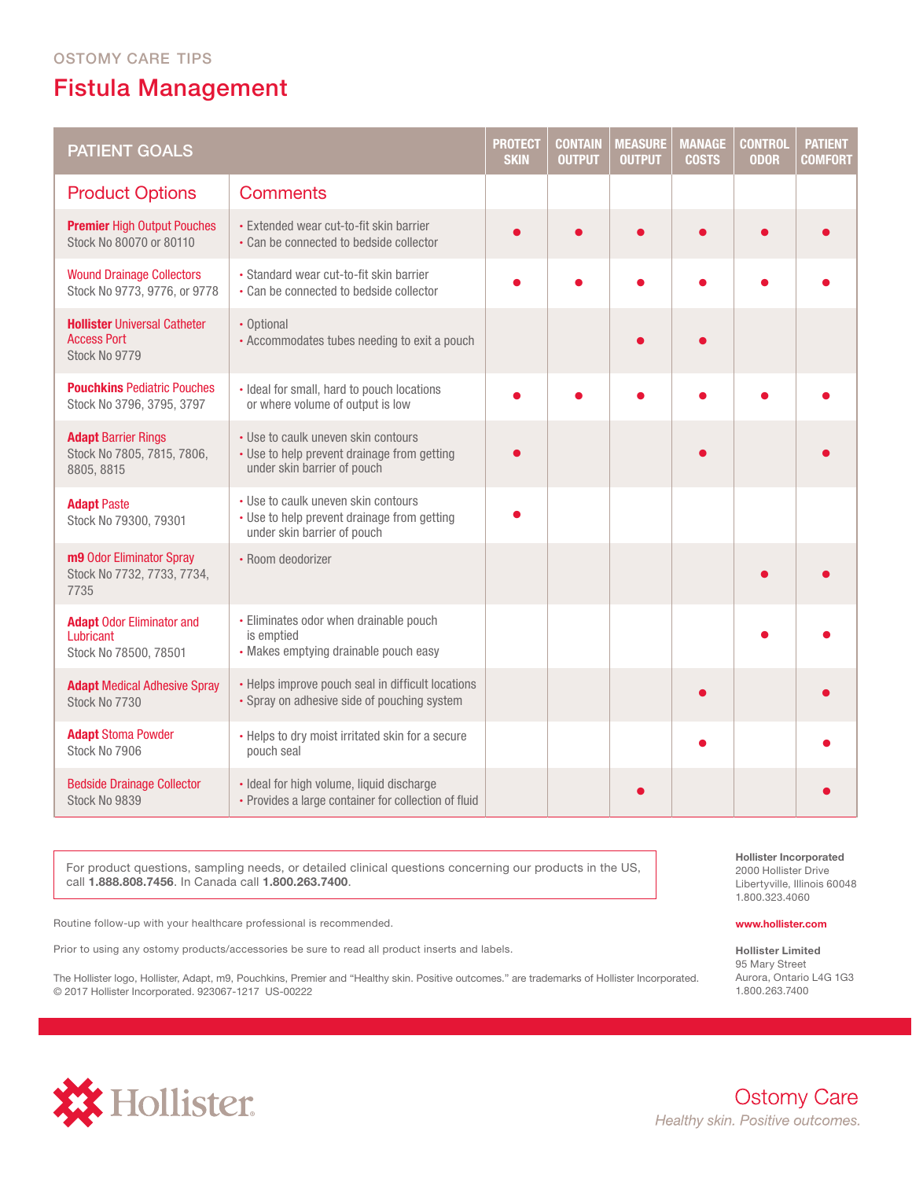OSTOMY CARE TIPS

# Fistula Management

| PATIENT GOALS | | PROTECT SKIN | CONTAIN OUTPUT | MEASURE OUTPUT | MANAGE COSTS | CONTROL ODOR | PATIENT COMFORT |
|---|---|---|---|---|---|---|---|
| **Product Options** | **Comments** | | | | | | |
| **Premier** High Output Pouches<br>Stock No 80070 or 80110 | • Extended wear cut-to-fit skin barrier<br>• Can be connected to bedside collector | ● | ● | ● | ● | ● | ● |
| Wound Drainage Collectors<br>Stock No 9773, 9776, or 9778 | • Standard wear cut-to-fit skin barrier<br>• Can be connected to bedside collector | ● | ● | ● | ● | ● | ● |
| **Hollister** Universal Catheter Access Port<br>Stock No 9779 | • Optional<br>• Accommodates tubes needing to exit a pouch | | | ● | ● | | |
| **Pouchkins** Pediatric Pouches<br>Stock No 3796, 3795, 3797 | • Ideal for small, hard to pouch locations or where volume of output is low | ● | ● | ● | ● | ● | ● |
| **Adapt** Barrier Rings<br>Stock No 7805, 7815, 7806, 8805, 8815 | • Use to caulk uneven skin contours<br>• Use to help prevent drainage from getting under skin barrier of pouch | ● | | | ● | | ● |
| **Adapt** Paste<br>Stock No 79300, 79301 | • Use to caulk uneven skin contours<br>• Use to help prevent drainage from getting under skin barrier of pouch | ● | | | | | |
| **m9** Odor Eliminator Spray<br>Stock No 7732, 7733, 7734, 7735 | • Room deodorizer | | | | | ● | ● |
| **Adapt** Odor Eliminator and Lubricant<br>Stock No 78500, 78501 | • Eliminates odor when drainable pouch is emptied<br>• Makes emptying drainable pouch easy | | | | | ● | ● |
| **Adapt** Medical Adhesive Spray<br>Stock No 7730 | • Helps improve pouch seal in difficult locations<br>• Spray on adhesive side of pouching system | | | | ● | | ● |
| **Adapt** Stoma Powder<br>Stock No 7906 | • Helps to dry moist irritated skin for a secure pouch seal | | | | ● | | ● |
| Bedside Drainage Collector<br>Stock No 9839 | • Ideal for high volume, liquid discharge<br>• Provides a large container for collection of fluid | | | ● | | | ● |

For product questions, sampling needs, or detailed clinical questions concerning our products in the US, call **1.888.808.7456**. In Canada call **1.800.263.7400**.

Routine follow-up with your healthcare professional is recommended.

Prior to using any ostomy products/accessories be sure to read all product inserts and labels.

The Hollister logo, Hollister, Adapt, m9, Pouchkins, Premier and "Healthy skin. Positive outcomes." are trademarks of Hollister Incorporated.
© 2017 Hollister Incorporated. 923067-1217 US-00222

**Hollister Incorporated**
2000 Hollister Drive
Libertyville, Illinois 60048
1.800.323.4060

**www.hollister.com**

**Hollister Limited**
95 Mary Street
Aurora, Ontario L4G 1G3
1.800.263.7400

Hollister

Ostomy Care
*Healthy skin. Positive outcomes.*